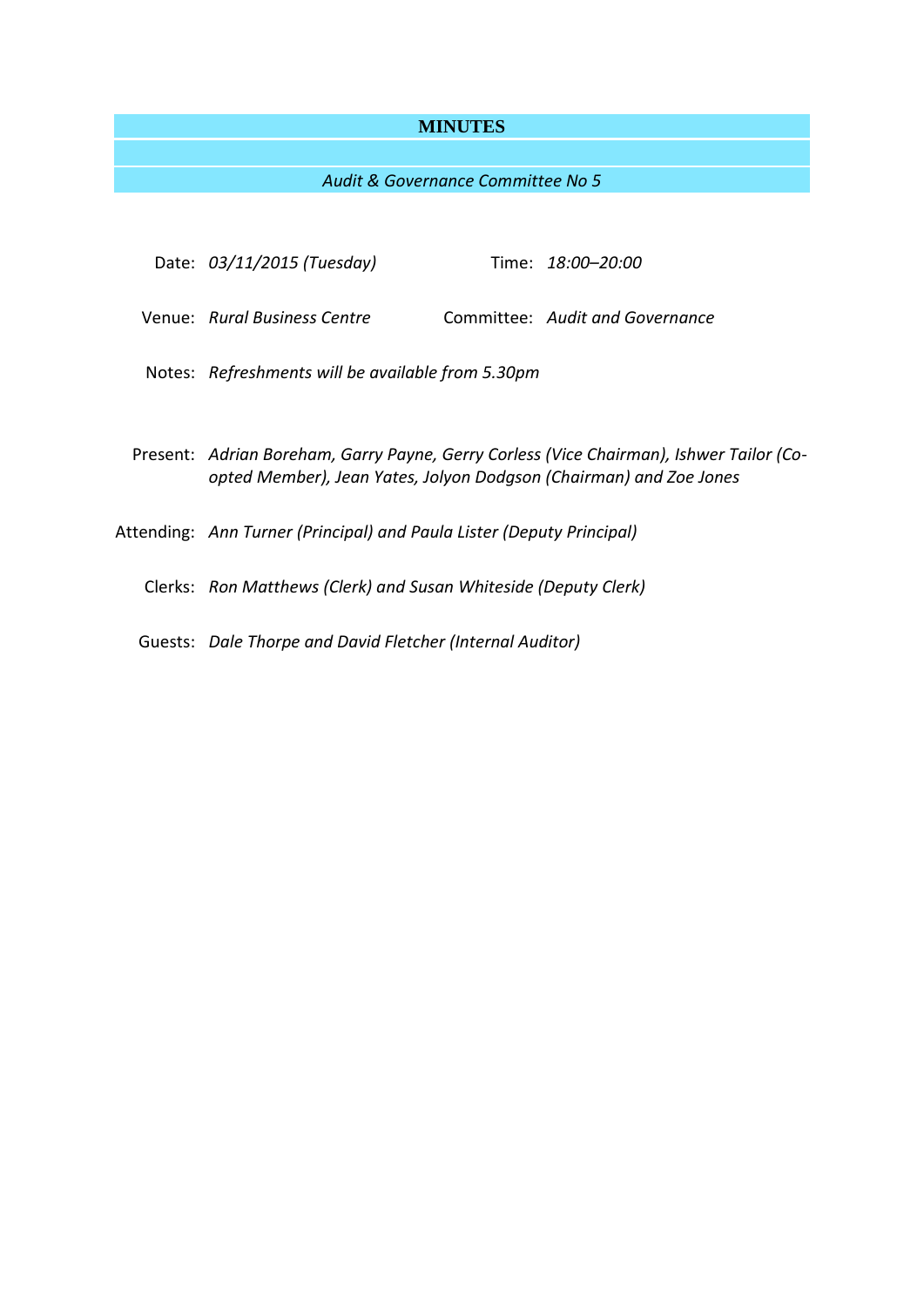# MINUTES

*Audit & Governance Committee No 5*

Date: *03/11/2015 (Tuesday)* Time: *18:00–20:00*

Venue: *Rural Business Centre* Committee: *Audit and Governance*

Notes: *Refreshments will be available from 5.30pm*

Present: *Adrian Boreham, Garry Payne, Gerry Corless (Vice Chairman), Ishwer Tailor (Co-opted Member), Jean Yates, Jolyon Dodgson (Chairman) and Zoe Jones*

Attending: *Ann Turner (Principal) and Paula Lister (Deputy Principal)*

Clerks: *Ron Matthews (Clerk) and Susan Whiteside (Deputy Clerk)*

Guests: *Dale Thorpe and David Fletcher (Internal Auditor)*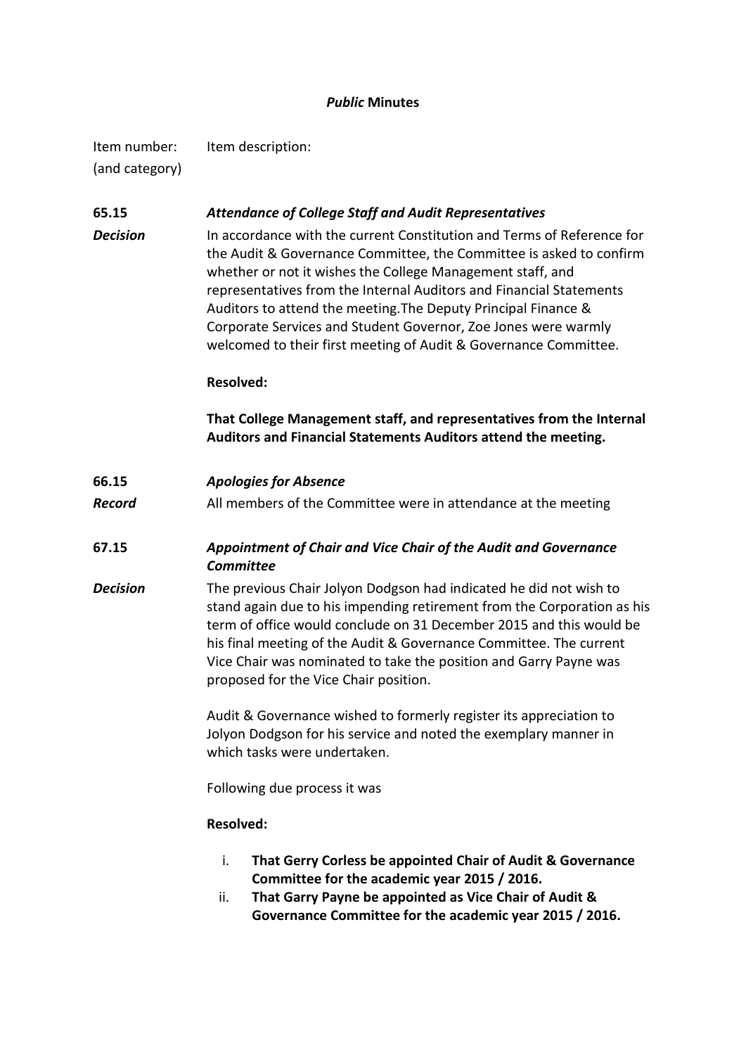***Public* Minutes**

| Item number: (and category) | Item description: |
|---|---|
| **65.15** | ***Attendance of College Staff and Audit Representatives*** |
| ***Decision*** | In accordance with the current Constitution and Terms of Reference for the Audit & Governance Committee, the Committee is asked to confirm whether or not it wishes the College Management staff, and representatives from the Internal Auditors and Financial Statements Auditors to attend the meeting.The Deputy Principal Finance & Corporate Services and Student Governor, Zoe Jones were warmly welcomed to their first meeting of Audit & Governance Committee.<br><br>**Resolved:**<br><br>**That College Management staff, and representatives from the Internal Auditors and Financial Statements Auditors attend the meeting.** |
| **66.15** | ***Apologies for Absence*** |
| ***Record*** | All members of the Committee were in attendance at the meeting |
| **67.15** | ***Appointment of Chair and Vice Chair of the Audit and Governance Committee*** |
| ***Decision*** | The previous Chair Jolyon Dodgson had indicated he did not wish to stand again due to his impending retirement from the Corporation as his term of office would conclude on 31 December 2015 and this would be his final meeting of the Audit & Governance Committee. The current Vice Chair was nominated to take the position and Garry Payne was proposed for the Vice Chair position.<br><br>Audit & Governance wished to formerly register its appreciation to Jolyon Dodgson for his service and noted the exemplary manner in which tasks were undertaken.<br><br>Following due process it was<br><br>**Resolved:**<br><br>i. **That Gerry Corless be appointed Chair of Audit & Governance Committee for the academic year 2015 / 2016.**<br>ii. **That Garry Payne be appointed as Vice Chair of Audit & Governance Committee for the academic year 2015 / 2016.** |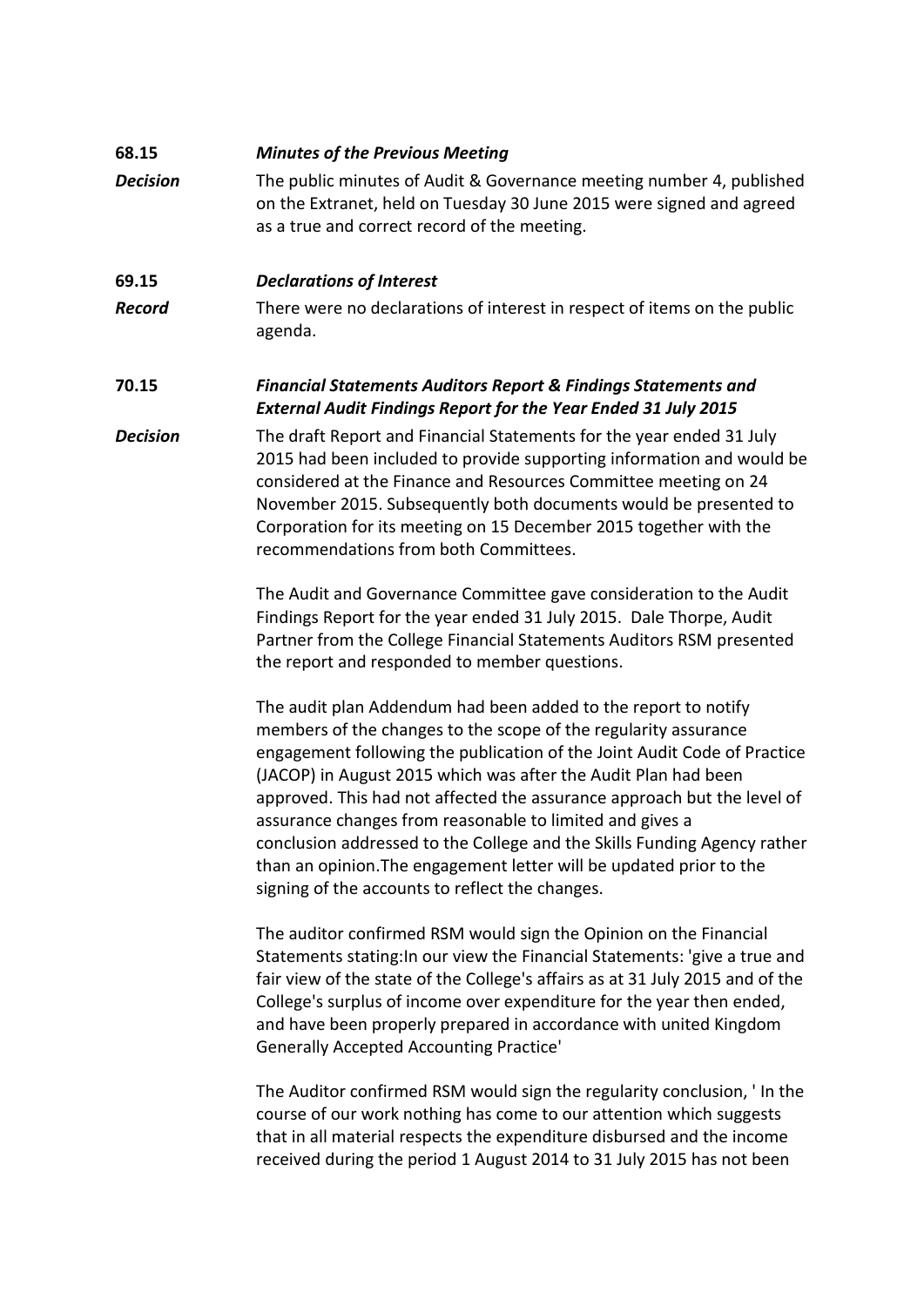**68.15** ***Minutes of the Previous Meeting***

***Decision*** The public minutes of Audit & Governance meeting number 4, published on the Extranet, held on Tuesday 30 June 2015 were signed and agreed as a true and correct record of the meeting.

**69.15** ***Declarations of Interest***

***Record*** There were no declarations of interest in respect of items on the public agenda.

**70.15** ***Financial Statements Auditors Report & Findings Statements and External Audit Findings Report for the Year Ended 31 July 2015***

***Decision*** The draft Report and Financial Statements for the year ended 31 July 2015 had been included to provide supporting information and would be considered at the Finance and Resources Committee meeting on 24 November 2015. Subsequently both documents would be presented to Corporation for its meeting on 15 December 2015 together with the recommendations from both Committees.

The Audit and Governance Committee gave consideration to the Audit Findings Report for the year ended 31 July 2015. Dale Thorpe, Audit Partner from the College Financial Statements Auditors RSM presented the report and responded to member questions.

The audit plan Addendum had been added to the report to notify members of the changes to the scope of the regularity assurance engagement following the publication of the Joint Audit Code of Practice (JACOP) in August 2015 which was after the Audit Plan had been approved. This had not affected the assurance approach but the level of assurance changes from reasonable to limited and gives a conclusion addressed to the College and the Skills Funding Agency rather than an opinion.The engagement letter will be updated prior to the signing of the accounts to reflect the changes.

The auditor confirmed RSM would sign the Opinion on the Financial Statements stating:In our view the Financial Statements: 'give a true and fair view of the state of the College's affairs as at 31 July 2015 and of the College's surplus of income over expenditure for the year then ended, and have been properly prepared in accordance with united Kingdom Generally Accepted Accounting Practice'

The Auditor confirmed RSM would sign the regularity conclusion, ' In the course of our work nothing has come to our attention which suggests that in all material respects the expenditure disbursed and the income received during the period 1 August 2014 to 31 July 2015 has not been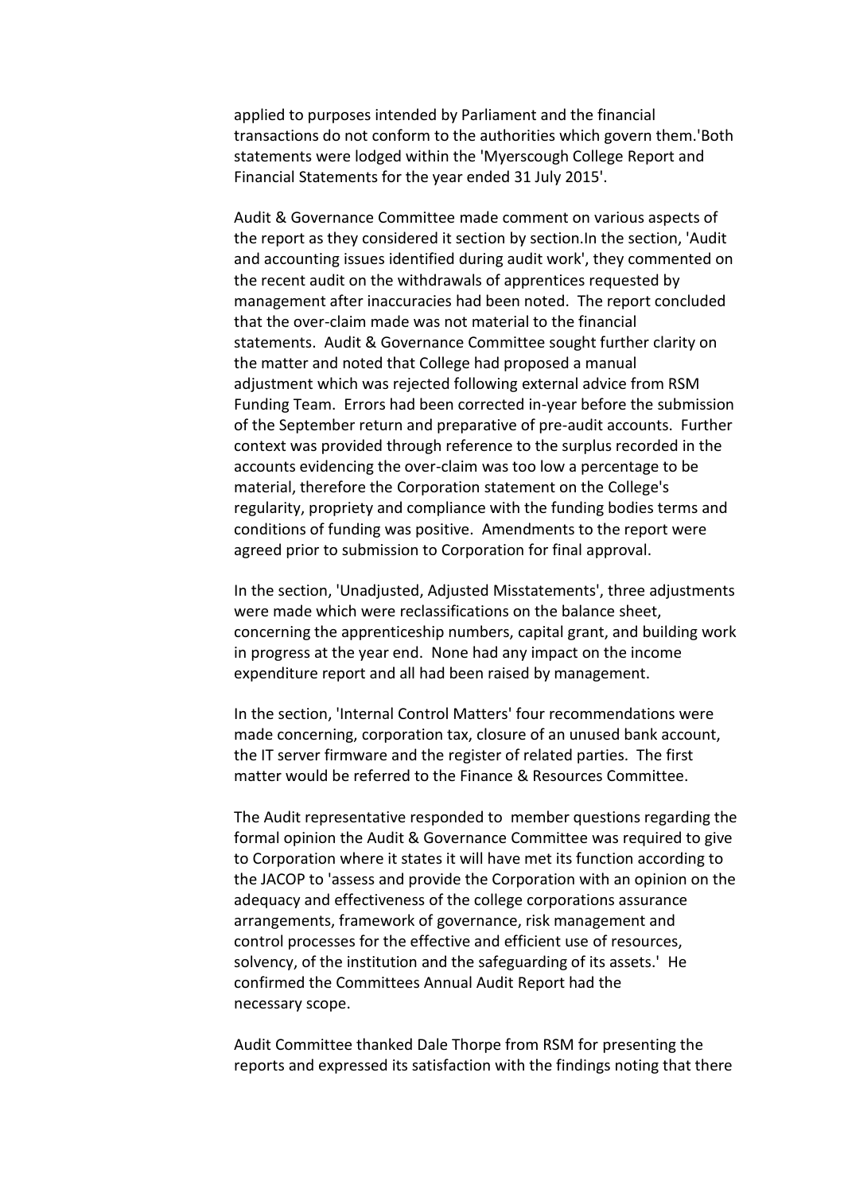applied to purposes intended by Parliament and the financial transactions do not conform to the authorities which govern them.'Both statements were lodged within the 'Myerscough College Report and Financial Statements for the year ended 31 July 2015'.

Audit & Governance Committee made comment on various aspects of the report as they considered it section by section.In the section, 'Audit and accounting issues identified during audit work', they commented on the recent audit on the withdrawals of apprentices requested by management after inaccuracies had been noted. The report concluded that the over-claim made was not material to the financial statements. Audit & Governance Committee sought further clarity on the matter and noted that College had proposed a manual adjustment which was rejected following external advice from RSM Funding Team. Errors had been corrected in-year before the submission of the September return and preparative of pre-audit accounts. Further context was provided through reference to the surplus recorded in the accounts evidencing the over-claim was too low a percentage to be material, therefore the Corporation statement on the College's regularity, propriety and compliance with the funding bodies terms and conditions of funding was positive. Amendments to the report were agreed prior to submission to Corporation for final approval.

In the section, 'Unadjusted, Adjusted Misstatements', three adjustments were made which were reclassifications on the balance sheet, concerning the apprenticeship numbers, capital grant, and building work in progress at the year end. None had any impact on the income expenditure report and all had been raised by management.

In the section, 'Internal Control Matters' four recommendations were made concerning, corporation tax, closure of an unused bank account, the IT server firmware and the register of related parties. The first matter would be referred to the Finance & Resources Committee.

The Audit representative responded to member questions regarding the formal opinion the Audit & Governance Committee was required to give to Corporation where it states it will have met its function according to the JACOP to 'assess and provide the Corporation with an opinion on the adequacy and effectiveness of the college corporations assurance arrangements, framework of governance, risk management and control processes for the effective and efficient use of resources, solvency, of the institution and the safeguarding of its assets.' He confirmed the Committees Annual Audit Report had the necessary scope.

Audit Committee thanked Dale Thorpe from RSM for presenting the reports and expressed its satisfaction with the findings noting that there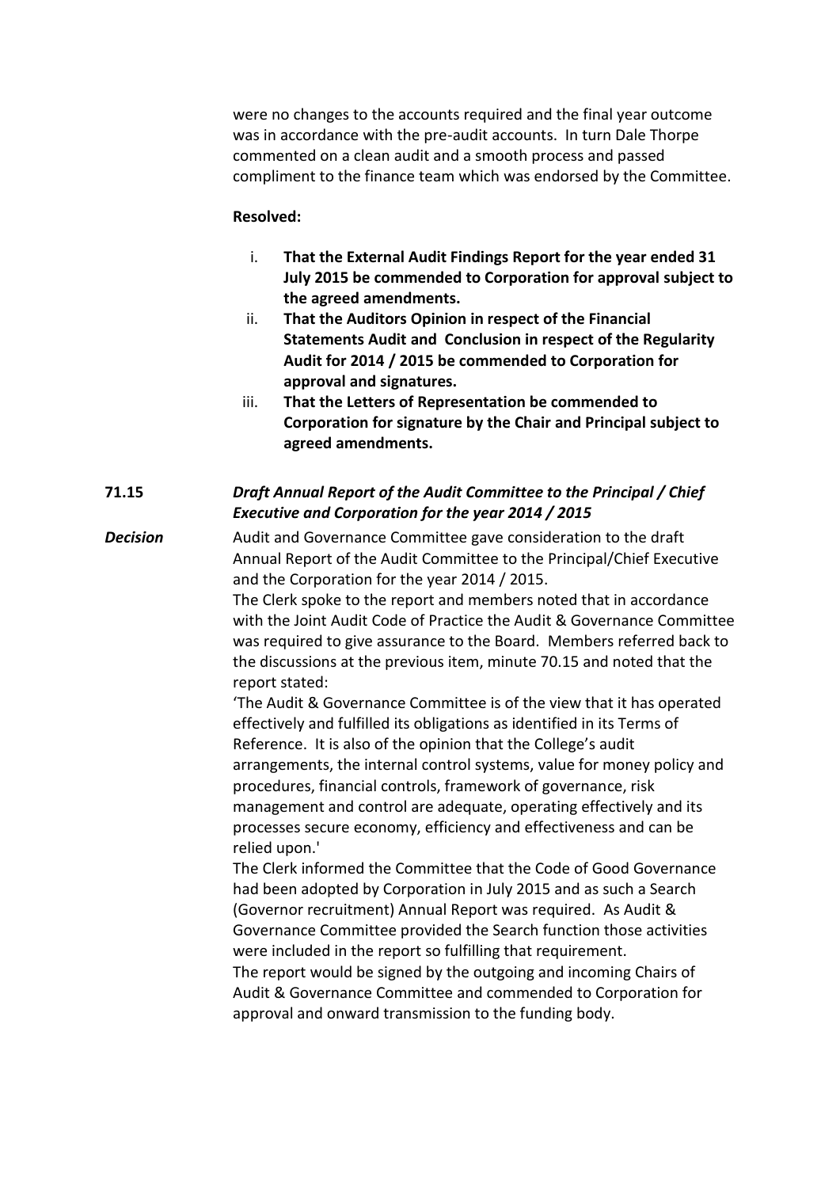were no changes to the accounts required and the final year outcome was in accordance with the pre-audit accounts. In turn Dale Thorpe commented on a clean audit and a smooth process and passed compliment to the finance team which was endorsed by the Committee.

**Resolved:**

i. **That the External Audit Findings Report for the year ended 31 July 2015 be commended to Corporation for approval subject to the agreed amendments.**
ii. **That the Auditors Opinion in respect of the Financial Statements Audit and Conclusion in respect of the Regularity Audit for 2014 / 2015 be commended to Corporation for approval and signatures.**
iii. **That the Letters of Representation be commended to Corporation for signature by the Chair and Principal subject to agreed amendments.**

**71.15** ***Draft Annual Report of the Audit Committee to the Principal / Chief Executive and Corporation for the year 2014 / 2015***

***Decision***

Audit and Governance Committee gave consideration to the draft Annual Report of the Audit Committee to the Principal/Chief Executive and the Corporation for the year 2014 / 2015.

The Clerk spoke to the report and members noted that in accordance with the Joint Audit Code of Practice the Audit & Governance Committee was required to give assurance to the Board. Members referred back to the discussions at the previous item, minute 70.15 and noted that the report stated:

'The Audit & Governance Committee is of the view that it has operated effectively and fulfilled its obligations as identified in its Terms of Reference. It is also of the opinion that the College's audit arrangements, the internal control systems, value for money policy and procedures, financial controls, framework of governance, risk management and control are adequate, operating effectively and its processes secure economy, efficiency and effectiveness and can be relied upon.'

The Clerk informed the Committee that the Code of Good Governance had been adopted by Corporation in July 2015 and as such a Search (Governor recruitment) Annual Report was required. As Audit & Governance Committee provided the Search function those activities were included in the report so fulfilling that requirement.

The report would be signed by the outgoing and incoming Chairs of Audit & Governance Committee and commended to Corporation for approval and onward transmission to the funding body.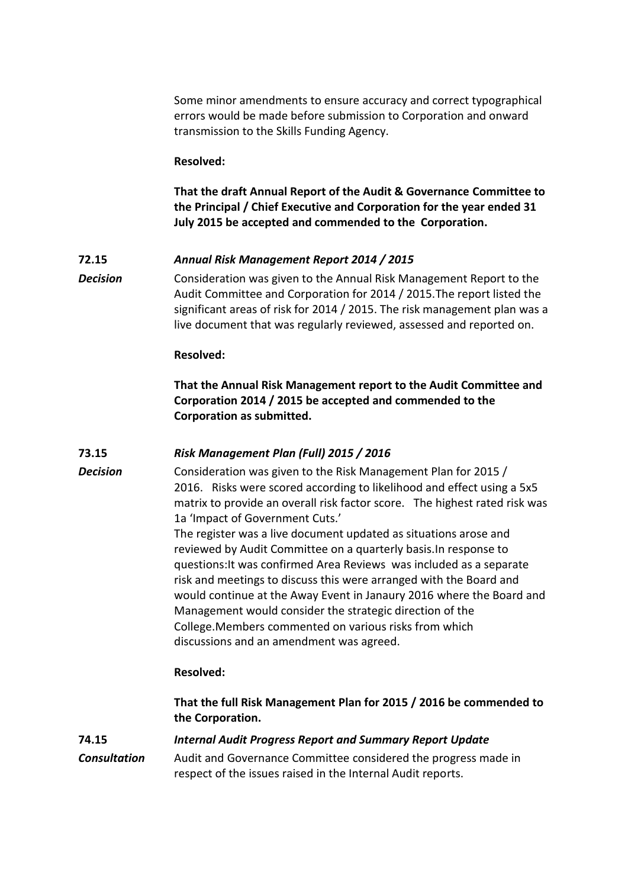Some minor amendments to ensure accuracy and correct typographical errors would be made before submission to Corporation and onward transmission to the Skills Funding Agency.

**Resolved:**

**That the draft Annual Report of the Audit & Governance Committee to the Principal / Chief Executive and Corporation for the year ended 31 July 2015 be accepted and commended to the Corporation.**

**72.15** ***Annual Risk Management Report 2014 / 2015***

***Decision*** Consideration was given to the Annual Risk Management Report to the Audit Committee and Corporation for 2014 / 2015.The report listed the significant areas of risk for 2014 / 2015. The risk management plan was a live document that was regularly reviewed, assessed and reported on.

**Resolved:**

**That the Annual Risk Management report to the Audit Committee and Corporation 2014 / 2015 be accepted and commended to the Corporation as submitted.**

**73.15** ***Risk Management Plan (Full) 2015 / 2016***

***Decision*** Consideration was given to the Risk Management Plan for 2015 / 2016. Risks were scored according to likelihood and effect using a 5x5 matrix to provide an overall risk factor score. The highest rated risk was 1a 'Impact of Government Cuts.'

The register was a live document updated as situations arose and reviewed by Audit Committee on a quarterly basis.In response to questions:It was confirmed Area Reviews was included as a separate risk and meetings to discuss this were arranged with the Board and would continue at the Away Event in Janaury 2016 where the Board and Management would consider the strategic direction of the College.Members commented on various risks from which discussions and an amendment was agreed.

**Resolved:**

**That the full Risk Management Plan for 2015 / 2016 be commended to the Corporation.**

**74.15** ***Internal Audit Progress Report and Summary Report Update***

***Consultation*** Audit and Governance Committee considered the progress made in respect of the issues raised in the Internal Audit reports.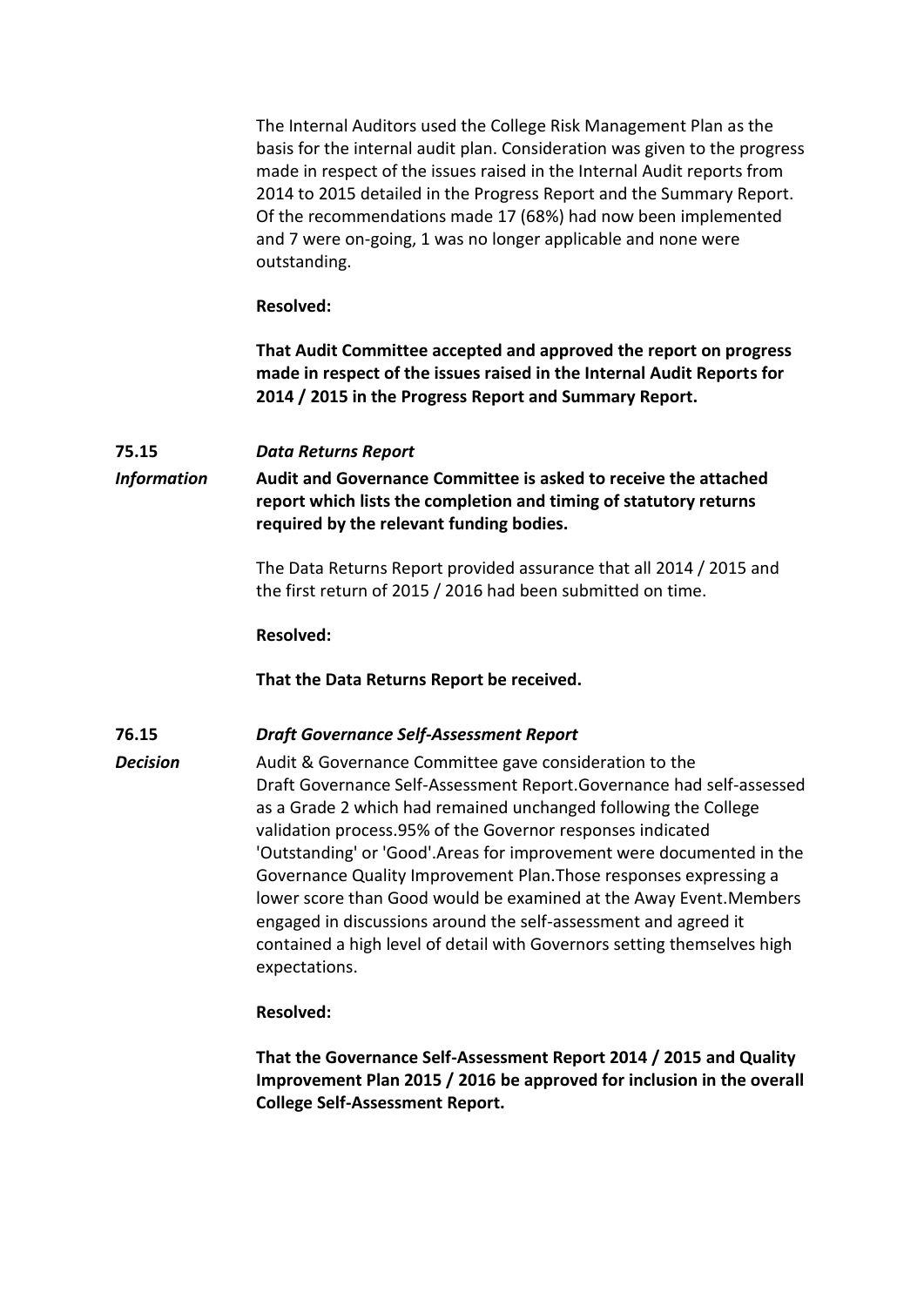The Internal Auditors used the College Risk Management Plan as the basis for the internal audit plan. Consideration was given to the progress made in respect of the issues raised in the Internal Audit reports from 2014 to 2015 detailed in the Progress Report and the Summary Report. Of the recommendations made 17 (68%) had now been implemented and 7 were on-going, 1 was no longer applicable and none were outstanding.

**Resolved:**

**That Audit Committee accepted and approved the report on progress made in respect of the issues raised in the Internal Audit Reports for 2014 / 2015 in the Progress Report and Summary Report.**

**75.15** ***Data Returns Report***

***Information*** **Audit and Governance Committee is asked to receive the attached report which lists the completion and timing of statutory returns required by the relevant funding bodies.**

The Data Returns Report provided assurance that all 2014 / 2015 and the first return of 2015 / 2016 had been submitted on time.

**Resolved:**

**That the Data Returns Report be received.**

**76.15** ***Draft Governance Self-Assessment Report***

***Decision*** Audit & Governance Committee gave consideration to the Draft Governance Self-Assessment Report.Governance had self-assessed as a Grade 2 which had remained unchanged following the College validation process.95% of the Governor responses indicated 'Outstanding' or 'Good'.Areas for improvement were documented in the Governance Quality Improvement Plan.Those responses expressing a lower score than Good would be examined at the Away Event.Members engaged in discussions around the self-assessment and agreed it contained a high level of detail with Governors setting themselves high expectations.

**Resolved:**

**That the Governance Self-Assessment Report 2014 / 2015 and Quality Improvement Plan 2015 / 2016 be approved for inclusion in the overall College Self-Assessment Report.**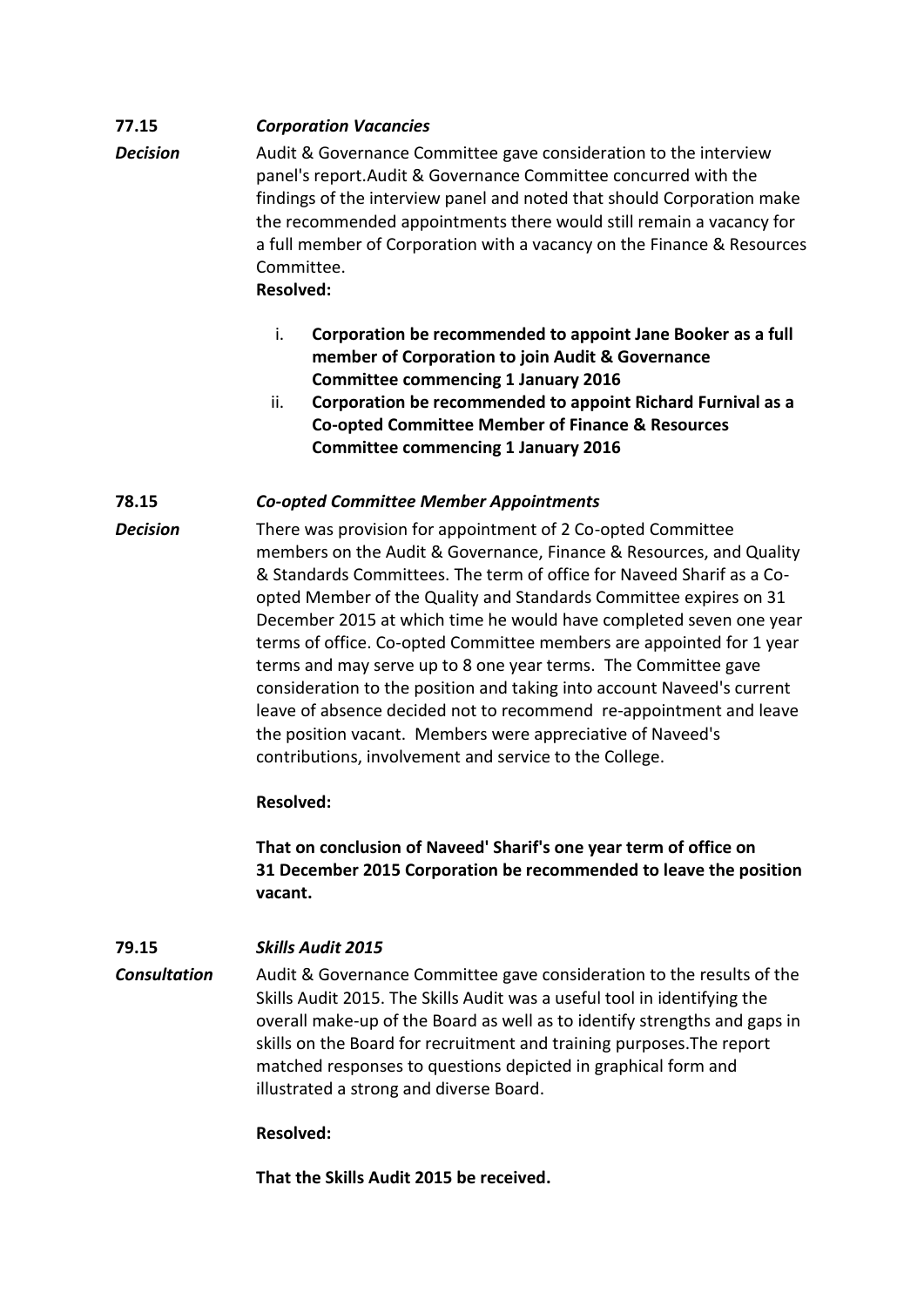**77.15** ***Corporation Vacancies***

***Decision***

Audit & Governance Committee gave consideration to the interview panel's report.Audit & Governance Committee concurred with the findings of the interview panel and noted that should Corporation make the recommended appointments there would still remain a vacancy for a full member of Corporation with a vacancy on the Finance & Resources Committee.

**Resolved:**

i. **Corporation be recommended to appoint Jane Booker as a full member of Corporation to join Audit & Governance Committee commencing 1 January 2016**

ii. **Corporation be recommended to appoint Richard Furnival as a Co-opted Committee Member of Finance & Resources Committee commencing 1 January 2016**

**78.15** ***Co-opted Committee Member Appointments***

***Decision***

There was provision for appointment of 2 Co-opted Committee members on the Audit & Governance, Finance & Resources, and Quality & Standards Committees. The term of office for Naveed Sharif as a Co-opted Member of the Quality and Standards Committee expires on 31 December 2015 at which time he would have completed seven one year terms of office. Co-opted Committee members are appointed for 1 year terms and may serve up to 8 one year terms. The Committee gave consideration to the position and taking into account Naveed's current leave of absence decided not to recommend re-appointment and leave the position vacant. Members were appreciative of Naveed's contributions, involvement and service to the College.

**Resolved:**

**That on conclusion of Naveed' Sharif's one year term of office on 31 December 2015 Corporation be recommended to leave the position vacant.**

**79.15** ***Skills Audit 2015***

***Consultation***

Audit & Governance Committee gave consideration to the results of the Skills Audit 2015. The Skills Audit was a useful tool in identifying the overall make-up of the Board as well as to identify strengths and gaps in skills on the Board for recruitment and training purposes.The report matched responses to questions depicted in graphical form and illustrated a strong and diverse Board.

**Resolved:**

**That the Skills Audit 2015 be received.**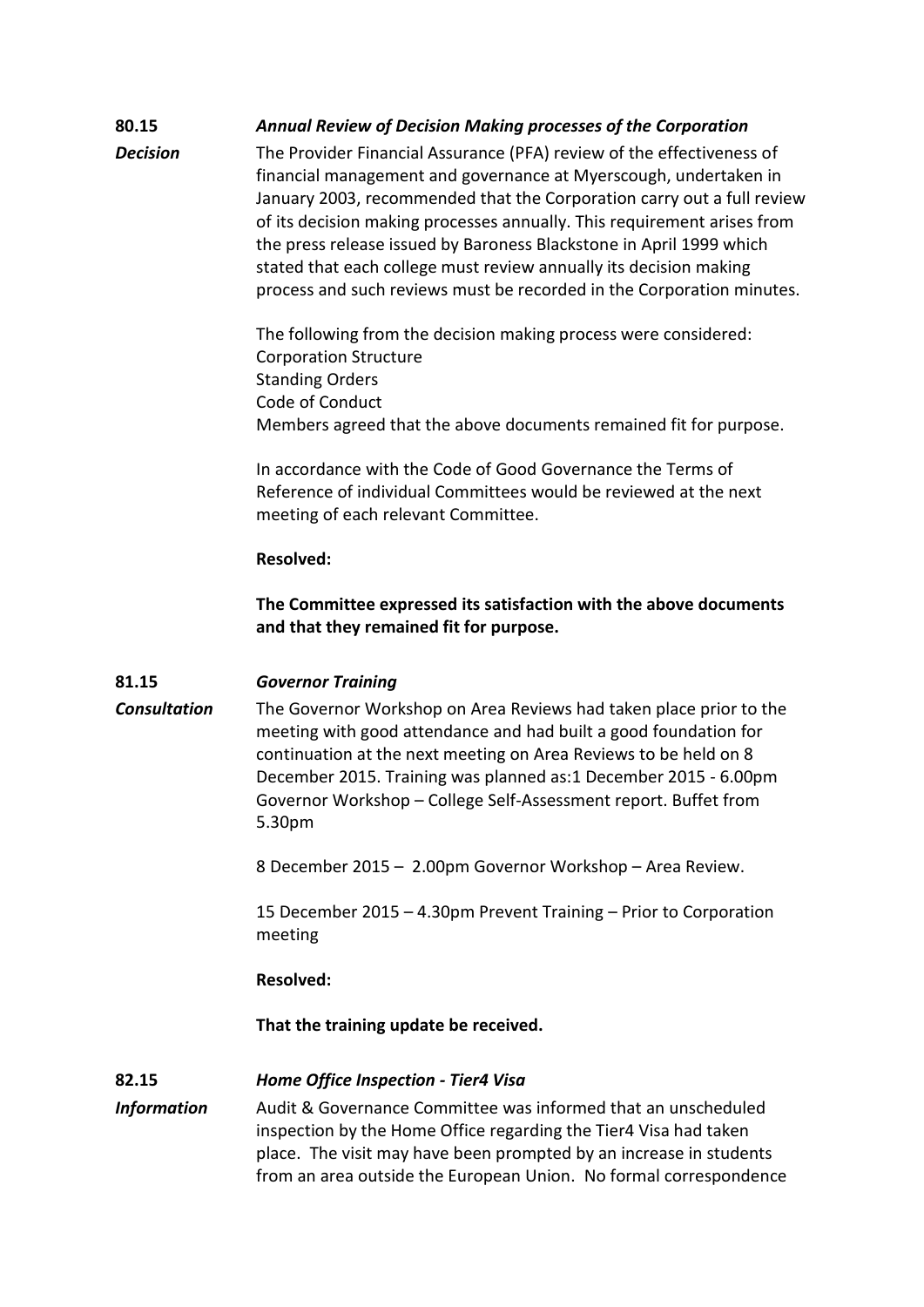**80.15** ***Annual Review of Decision Making processes of the Corporation***

***Decision***

The Provider Financial Assurance (PFA) review of the effectiveness of financial management and governance at Myerscough, undertaken in January 2003, recommended that the Corporation carry out a full review of its decision making processes annually. This requirement arises from the press release issued by Baroness Blackstone in April 1999 which stated that each college must review annually its decision making process and such reviews must be recorded in the Corporation minutes.

The following from the decision making process were considered:
Corporation Structure
Standing Orders
Code of Conduct
Members agreed that the above documents remained fit for purpose.

In accordance with the Code of Good Governance the Terms of Reference of individual Committees would be reviewed at the next meeting of each relevant Committee.

**Resolved:**

**The Committee expressed its satisfaction with the above documents and that they remained fit for purpose.**

**81.15** ***Governor Training***

***Consultation***

The Governor Workshop on Area Reviews had taken place prior to the meeting with good attendance and had built a good foundation for continuation at the next meeting on Area Reviews to be held on 8 December 2015. Training was planned as:1 December 2015 - 6.00pm Governor Workshop – College Self-Assessment report. Buffet from 5.30pm

8 December 2015 – 2.00pm Governor Workshop – Area Review.

15 December 2015 – 4.30pm Prevent Training – Prior to Corporation meeting

**Resolved:**

**That the training update be received.**

**82.15** ***Home Office Inspection - Tier4 Visa***

***Information***

Audit & Governance Committee was informed that an unscheduled inspection by the Home Office regarding the Tier4 Visa had taken place. The visit may have been prompted by an increase in students from an area outside the European Union. No formal correspondence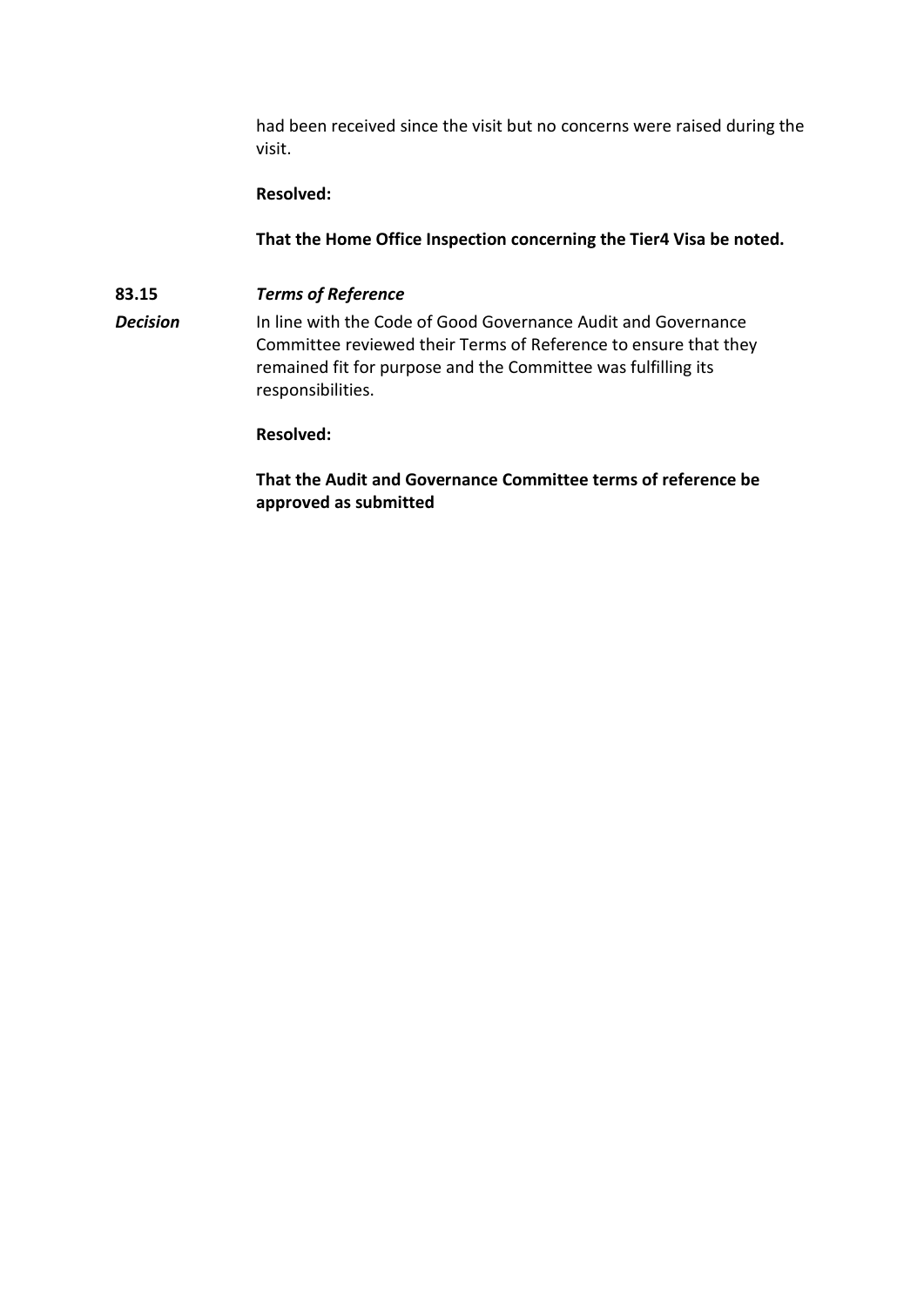had been received since the visit but no concerns were raised during the visit.

**Resolved:**

**That the Home Office Inspection concerning the Tier4 Visa be noted.**

**83.15** ***Terms of Reference***

***Decision***

In line with the Code of Good Governance Audit and Governance Committee reviewed their Terms of Reference to ensure that they remained fit for purpose and the Committee was fulfilling its responsibilities.

**Resolved:**

**That the Audit and Governance Committee terms of reference be approved as submitted**